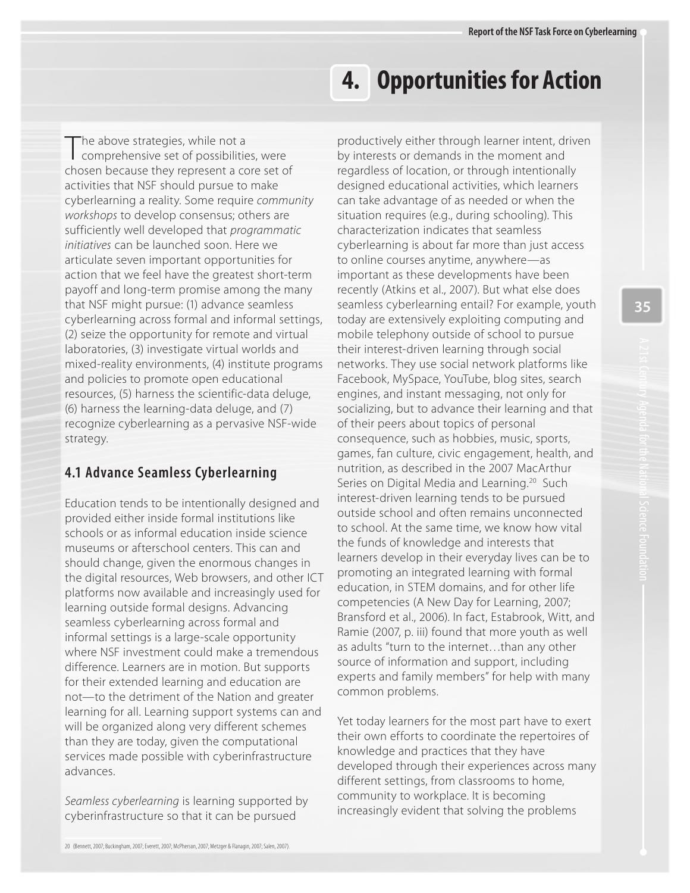# 4. Opportunities for Action

The above strategies, while not a comprehensive set of possibilities, were chosen because they represent a core set of activities that NSF should pursue to make cyberlearning a reality. Some require *community workshops* to develop consensus; others are sufficiently well developed that *programmatic initiatives* can be launched soon. Here we articulate seven important opportunities for action that we feel have the greatest short-term payoff and long-term promise among the many that NSF might pursue: (1) advance seamless cyberlearning across formal and informal settings, (2) seize the opportunity for remote and virtual laboratories, (3) investigate virtual worlds and mixed-reality environments, (4) institute programs and policies to promote open educational resources, (5) harness the scientific-data deluge, (6) harness the learning-data deluge, and (7) recognize cyberlearning as a pervasive NSF-wide strategy.

## 4.1 Advance Seamless Cyberlearning

Education tends to be intentionally designed and provided either inside formal institutions like schools or as informal education inside science museums or afterschool centers. This can and should change, given the enormous changes in the digital resources, Web browsers, and other ICT platforms now available and increasingly used for learning outside formal designs. Advancing seamless cyberlearning across formal and informal settings is a large-scale opportunity where NSF investment could make a tremendous difference. Learners are in motion. But supports for their extended learning and education are not—to the detriment of the Nation and greater learning for all. Learning support systems can and will be organized along very different schemes than they are today, given the computational services made possible with cyberinfrastructure advances.

*Seamless cyberlearning* is learning supported by cyberinfrastructure so that it can be pursued productively either through learner intent, driven by interests or demands in the moment and regardless of location, or through intentionally designed educational activities, which learners can take advantage of as needed or when the situation requires (e.g., during schooling). This characterization indicates that seamless cyberlearning is about far more than just access to online courses anytime, anywhere—as important as these developments have been recently (Atkins et al., 2007). But what else does seamless cyberlearning entail? For example, youth today are extensively exploiting computing and mobile telephony outside of school to pursue their interest-driven learning through social networks. They use social network platforms like Facebook, MySpace, YouTube, blog sites, search engines, and instant messaging, not only for socializing, but to advance their learning and that of their peers about topics of personal consequence, such as hobbies, music, sports, games, fan culture, civic engagement, health, and nutrition, as described in the 2007 MacArthur Series on Digital Media and Learning.[20] Such interest-driven learning tends to be pursued outside school and often remains unconnected to school. At the same time, we know how vital the funds of knowledge and interests that learners develop in their everyday lives can be to promoting an integrated learning with formal education, in STEM domains, and for other life competencies (A New Day for Learning, 2007; Bransford et al., 2006). In fact, Estabrook, Witt, and Ramie (2007, p. iii) found that more youth as well as adults "turn to the internet…than any other source of information and support, including experts and family members" for help with many common problems.

Yet today learners for the most part have to exert their own efforts to coordinate the repertoires of knowledge and practices that they have developed through their experiences across many different settings, from classrooms to home, community to workplace. It is becoming increasingly evident that solving the problems

20 (Bennett, 2007; Buckingham, 2007; Everett, 2007; McPherson, 2007; Metzger & Flanagin, 2007; Salen, 2007).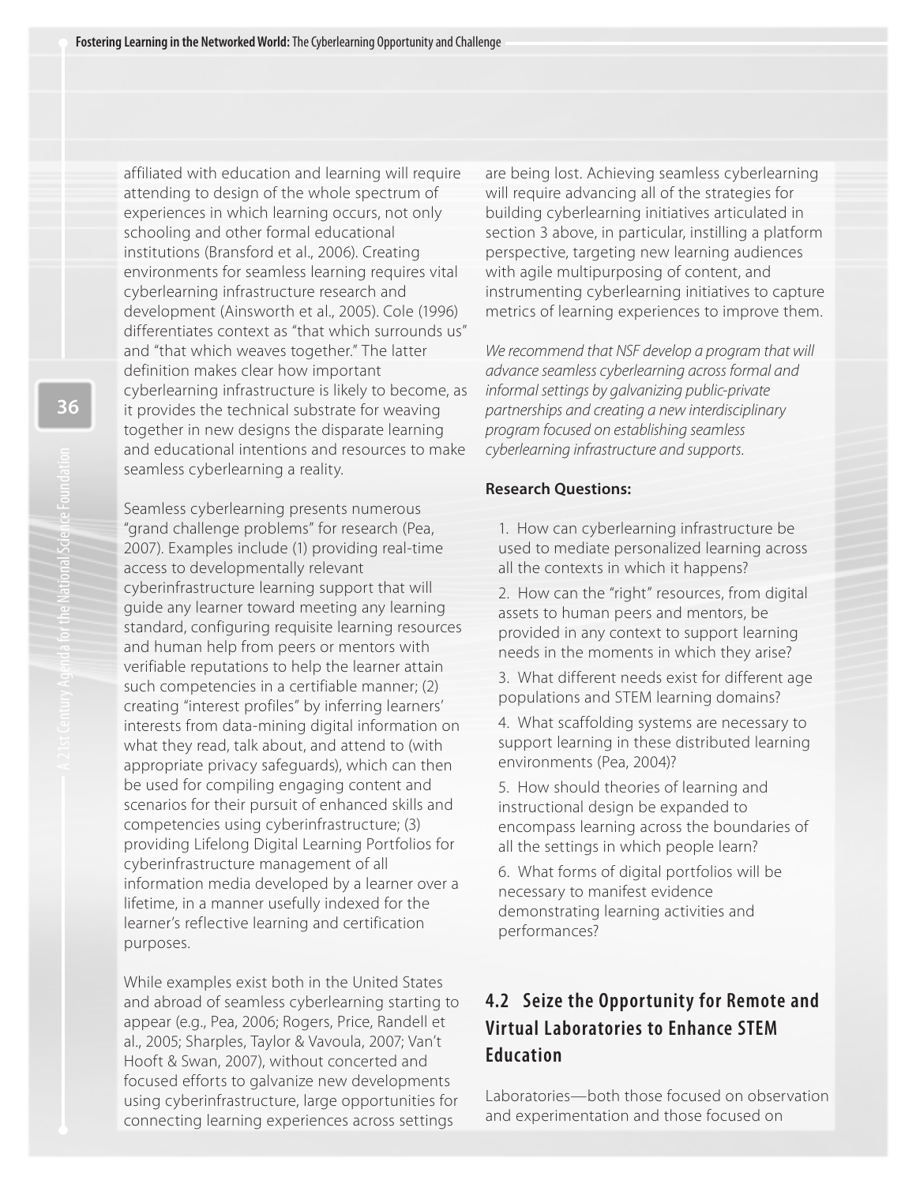affiliated with education and learning will require attending to design of the whole spectrum of experiences in which learning occurs, not only schooling and other formal educational institutions (Bransford et al., 2006). Creating environments for seamless learning requires vital cyberlearning infrastructure research and development (Ainsworth et al., 2005). Cole (1996) differentiates context as "that which surrounds us" and "that which weaves together." The latter definition makes clear how important cyberlearning infrastructure is likely to become, as it provides the technical substrate for weaving together in new designs the disparate learning and educational intentions and resources to make seamless cyberlearning a reality.

Seamless cyberlearning presents numerous "grand challenge problems" for research (Pea, 2007). Examples include (1) providing real-time access to developmentally relevant cyberinfrastructure learning support that will guide any learner toward meeting any learning standard, configuring requisite learning resources and human help from peers or mentors with verifiable reputations to help the learner attain such competencies in a certifiable manner; (2) creating "interest profiles" by inferring learners' interests from data-mining digital information on what they read, talk about, and attend to (with appropriate privacy safeguards), which can then be used for compiling engaging content and scenarios for their pursuit of enhanced skills and competencies using cyberinfrastructure; (3) providing Lifelong Digital Learning Portfolios for cyberinfrastructure management of all information media developed by a learner over a lifetime, in a manner usefully indexed for the learner's reflective learning and certification purposes.

While examples exist both in the United States and abroad of seamless cyberlearning starting to appear (e.g., Pea, 2006; Rogers, Price, Randell et al., 2005; Sharples, Taylor & Vavoula, 2007; Van't Hooft & Swan, 2007), without concerted and focused efforts to galvanize new developments using cyberinfrastructure, large opportunities for connecting learning experiences across settings are being lost. Achieving seamless cyberlearning will require advancing all of the strategies for building cyberlearning initiatives articulated in section 3 above, in particular, instilling a platform perspective, targeting new learning audiences with agile multipurposing of content, and instrumenting cyberlearning initiatives to capture metrics of learning experiences to improve them.

*We recommend that NSF develop a program that will advance seamless cyberlearning across formal and informal settings by galvanizing public-private partnerships and creating a new interdisciplinary program focused on establishing seamless cyberlearning infrastructure and supports.*

**Research Questions:**

1. How can cyberlearning infrastructure be used to mediate personalized learning across all the contexts in which it happens?
2. How can the "right" resources, from digital assets to human peers and mentors, be provided in any context to support learning needs in the moments in which they arise?
3. What different needs exist for different age populations and STEM learning domains?
4. What scaffolding systems are necessary to support learning in these distributed learning environments (Pea, 2004)?
5. How should theories of learning and instructional design be expanded to encompass learning across the boundaries of all the settings in which people learn?
6. What forms of digital portfolios will be necessary to manifest evidence demonstrating learning activities and performances?

## 4.2 Seize the Opportunity for Remote and Virtual Laboratories to Enhance STEM Education

Laboratories—both those focused on observation and experimentation and those focused on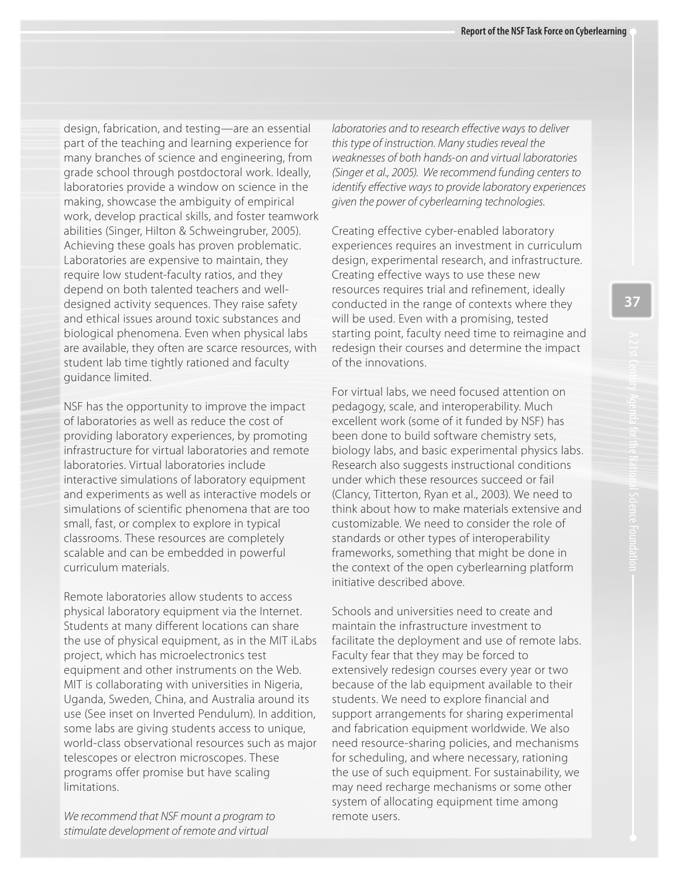design, fabrication, and testing—are an essential part of the teaching and learning experience for many branches of science and engineering, from grade school through postdoctoral work. Ideally, laboratories provide a window on science in the making, showcase the ambiguity of empirical work, develop practical skills, and foster teamwork abilities (Singer, Hilton & Schweingruber, 2005). Achieving these goals has proven problematic. Laboratories are expensive to maintain, they require low student-faculty ratios, and they depend on both talented teachers and well-designed activity sequences. They raise safety and ethical issues around toxic substances and biological phenomena. Even when physical labs are available, they often are scarce resources, with student lab time tightly rationed and faculty guidance limited.

NSF has the opportunity to improve the impact of laboratories as well as reduce the cost of providing laboratory experiences, by promoting infrastructure for virtual laboratories and remote laboratories. Virtual laboratories include interactive simulations of laboratory equipment and experiments as well as interactive models or simulations of scientific phenomena that are too small, fast, or complex to explore in typical classrooms. These resources are completely scalable and can be embedded in powerful curriculum materials.

Remote laboratories allow students to access physical laboratory equipment via the Internet. Students at many different locations can share the use of physical equipment, as in the MIT iLabs project, which has microelectronics test equipment and other instruments on the Web. MIT is collaborating with universities in Nigeria, Uganda, Sweden, China, and Australia around its use (See inset on Inverted Pendulum). In addition, some labs are giving students access to unique, world-class observational resources such as major telescopes or electron microscopes. These programs offer promise but have scaling limitations.

*We recommend that NSF mount a program to stimulate development of remote and virtual laboratories and to research effective ways to deliver this type of instruction. Many studies reveal the weaknesses of both hands-on and virtual laboratories (Singer et al., 2005). We recommend funding centers to identify effective ways to provide laboratory experiences given the power of cyberlearning technologies.*

Creating effective cyber-enabled laboratory experiences requires an investment in curriculum design, experimental research, and infrastructure. Creating effective ways to use these new resources requires trial and refinement, ideally conducted in the range of contexts where they will be used. Even with a promising, tested starting point, faculty need time to reimagine and redesign their courses and determine the impact of the innovations.

For virtual labs, we need focused attention on pedagogy, scale, and interoperability. Much excellent work (some of it funded by NSF) has been done to build software chemistry sets, biology labs, and basic experimental physics labs. Research also suggests instructional conditions under which these resources succeed or fail (Clancy, Titterton, Ryan et al., 2003). We need to think about how to make materials extensive and customizable. We need to consider the role of standards or other types of interoperability frameworks, something that might be done in the context of the open cyberlearning platform initiative described above.

Schools and universities need to create and maintain the infrastructure investment to facilitate the deployment and use of remote labs. Faculty fear that they may be forced to extensively redesign courses every year or two because of the lab equipment available to their students. We need to explore financial and support arrangements for sharing experimental and fabrication equipment worldwide. We also need resource-sharing policies, and mechanisms for scheduling, and where necessary, rationing the use of such equipment. For sustainability, we may need recharge mechanisms or some other system of allocating equipment time among remote users.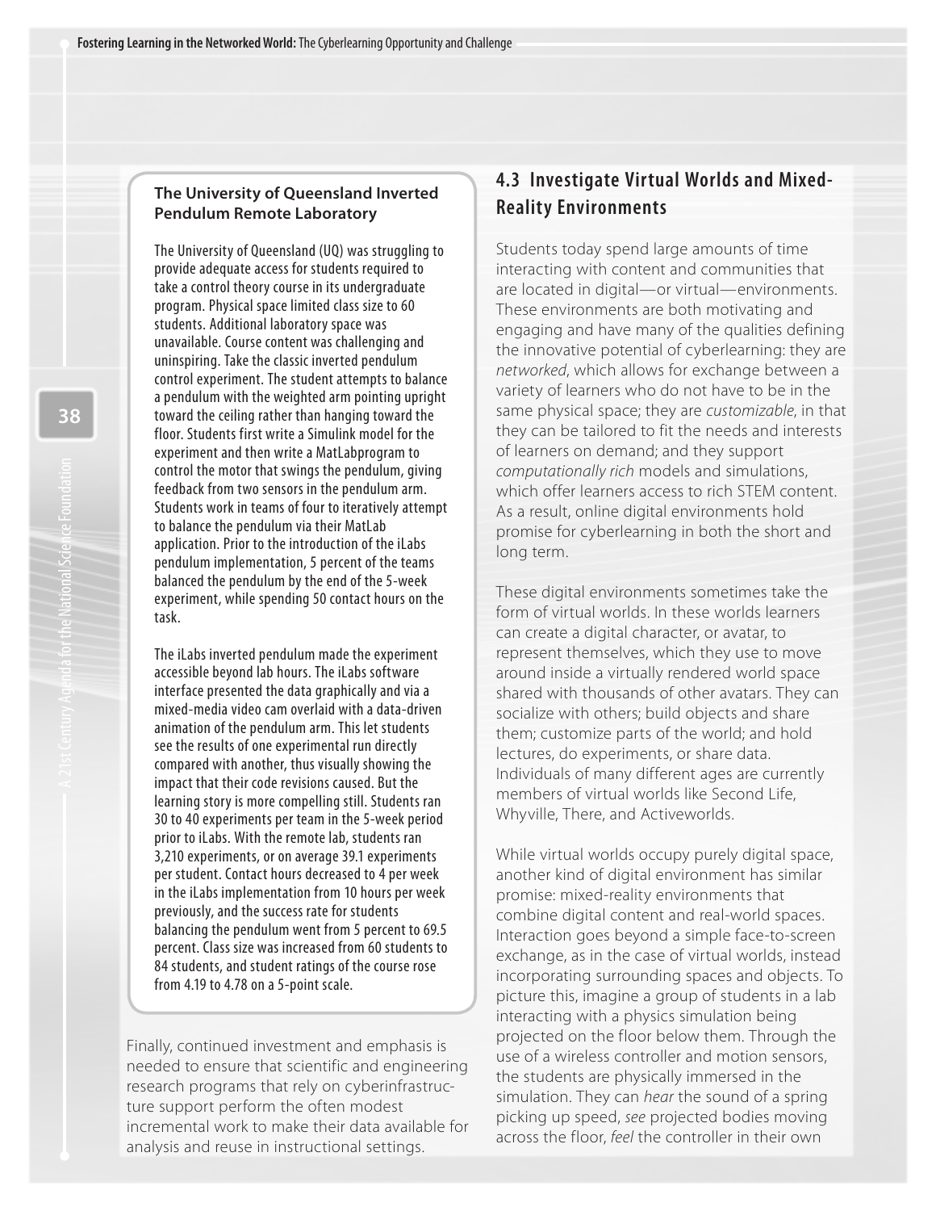### The University of Queensland Inverted Pendulum Remote Laboratory

The University of Queensland (UQ) was struggling to provide adequate access for students required to take a control theory course in its undergraduate program. Physical space limited class size to 60 students. Additional laboratory space was unavailable. Course content was challenging and uninspiring. Take the classic inverted pendulum control experiment. The student attempts to balance a pendulum with the weighted arm pointing upright toward the ceiling rather than hanging toward the floor. Students first write a Simulink model for the experiment and then write a MatLabprogram to control the motor that swings the pendulum, giving feedback from two sensors in the pendulum arm. Students work in teams of four to iteratively attempt to balance the pendulum via their MatLab application. Prior to the introduction of the iLabs pendulum implementation, 5 percent of the teams balanced the pendulum by the end of the 5-week experiment, while spending 50 contact hours on the task.

The iLabs inverted pendulum made the experiment accessible beyond lab hours. The iLabs software interface presented the data graphically and via a mixed-media video cam overlaid with a data-driven animation of the pendulum arm. This let students see the results of one experimental run directly compared with another, thus visually showing the impact that their code revisions caused. But the learning story is more compelling still. Students ran 30 to 40 experiments per team in the 5-week period prior to iLabs. With the remote lab, students ran 3,210 experiments, or on average 39.1 experiments per student. Contact hours decreased to 4 per week in the iLabs implementation from 10 hours per week previously, and the success rate for students balancing the pendulum went from 5 percent to 69.5 percent. Class size was increased from 60 students to 84 students, and student ratings of the course rose from 4.19 to 4.78 on a 5-point scale.

Finally, continued investment and emphasis is needed to ensure that scientific and engineering research programs that rely on cyberinfrastructure support perform the often modest incremental work to make their data available for analysis and reuse in instructional settings.

## 4.3 Investigate Virtual Worlds and Mixed-Reality Environments

Students today spend large amounts of time interacting with content and communities that are located in digital—or virtual—environments. These environments are both motivating and engaging and have many of the qualities defining the innovative potential of cyberlearning: they are *networked*, which allows for exchange between a variety of learners who do not have to be in the same physical space; they are *customizable*, in that they can be tailored to fit the needs and interests of learners on demand; and they support *computationally rich* models and simulations, which offer learners access to rich STEM content. As a result, online digital environments hold promise for cyberlearning in both the short and long term.

These digital environments sometimes take the form of virtual worlds. In these worlds learners can create a digital character, or avatar, to represent themselves, which they use to move around inside a virtually rendered world space shared with thousands of other avatars. They can socialize with others; build objects and share them; customize parts of the world; and hold lectures, do experiments, or share data. Individuals of many different ages are currently members of virtual worlds like Second Life, Whyville, There, and Activeworlds.

While virtual worlds occupy purely digital space, another kind of digital environment has similar promise: mixed-reality environments that combine digital content and real-world spaces. Interaction goes beyond a simple face-to-screen exchange, as in the case of virtual worlds, instead incorporating surrounding spaces and objects. To picture this, imagine a group of students in a lab interacting with a physics simulation being projected on the floor below them. Through the use of a wireless controller and motion sensors, the students are physically immersed in the simulation. They can *hear* the sound of a spring picking up speed, *see* projected bodies moving across the floor, *feel* the controller in their own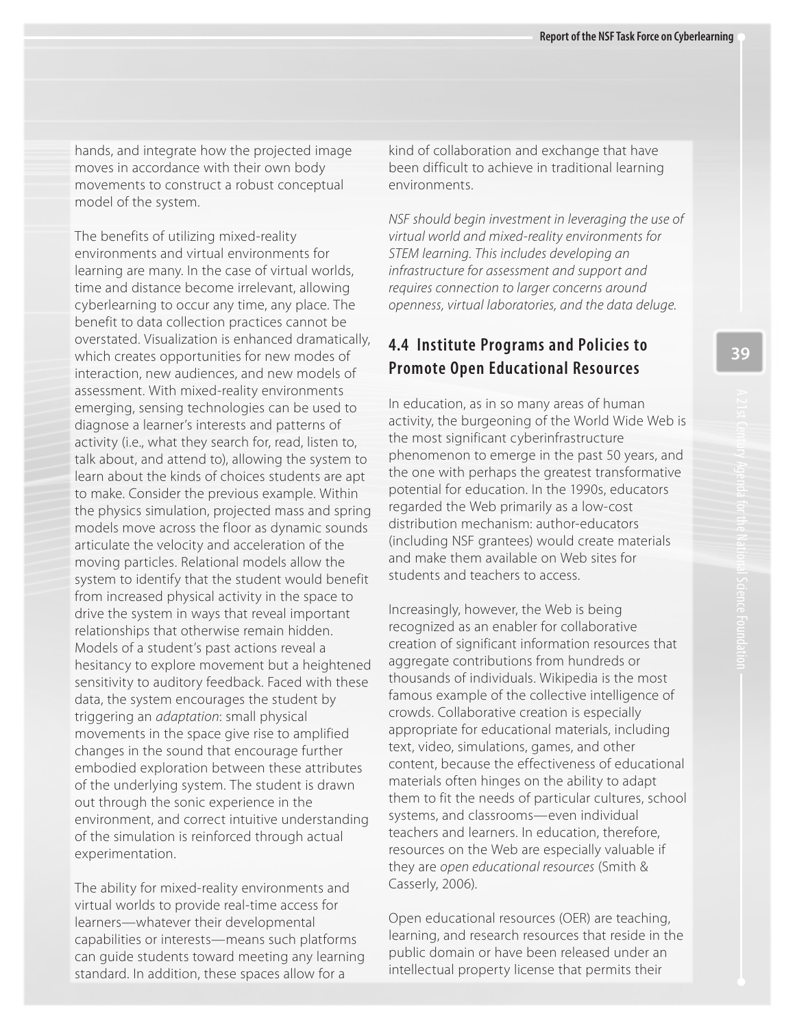hands, and integrate how the projected image moves in accordance with their own body movements to construct a robust conceptual model of the system.

The benefits of utilizing mixed-reality environments and virtual environments for learning are many. In the case of virtual worlds, time and distance become irrelevant, allowing cyberlearning to occur any time, any place. The benefit to data collection practices cannot be overstated. Visualization is enhanced dramatically, which creates opportunities for new modes of interaction, new audiences, and new models of assessment. With mixed-reality environments emerging, sensing technologies can be used to diagnose a learner's interests and patterns of activity (i.e., what they search for, read, listen to, talk about, and attend to), allowing the system to learn about the kinds of choices students are apt to make. Consider the previous example. Within the physics simulation, projected mass and spring models move across the floor as dynamic sounds articulate the velocity and acceleration of the moving particles. Relational models allow the system to identify that the student would benefit from increased physical activity in the space to drive the system in ways that reveal important relationships that otherwise remain hidden. Models of a student's past actions reveal a hesitancy to explore movement but a heightened sensitivity to auditory feedback. Faced with these data, the system encourages the student by triggering an *adaptation*: small physical movements in the space give rise to amplified changes in the sound that encourage further embodied exploration between these attributes of the underlying system. The student is drawn out through the sonic experience in the environment, and correct intuitive understanding of the simulation is reinforced through actual experimentation.

The ability for mixed-reality environments and virtual worlds to provide real-time access for learners—whatever their developmental capabilities or interests—means such platforms can guide students toward meeting any learning standard. In addition, these spaces allow for a kind of collaboration and exchange that have been difficult to achieve in traditional learning environments.

*NSF should begin investment in leveraging the use of virtual world and mixed-reality environments for STEM learning. This includes developing an infrastructure for assessment and support and requires connection to larger concerns around openness, virtual laboratories, and the data deluge.*

## 4.4 Institute Programs and Policies to Promote Open Educational Resources

In education, as in so many areas of human activity, the burgeoning of the World Wide Web is the most significant cyberinfrastructure phenomenon to emerge in the past 50 years, and the one with perhaps the greatest transformative potential for education. In the 1990s, educators regarded the Web primarily as a low-cost distribution mechanism: author-educators (including NSF grantees) would create materials and make them available on Web sites for students and teachers to access.

Increasingly, however, the Web is being recognized as an enabler for collaborative creation of significant information resources that aggregate contributions from hundreds or thousands of individuals. Wikipedia is the most famous example of the collective intelligence of crowds. Collaborative creation is especially appropriate for educational materials, including text, video, simulations, games, and other content, because the effectiveness of educational materials often hinges on the ability to adapt them to fit the needs of particular cultures, school systems, and classrooms—even individual teachers and learners. In education, therefore, resources on the Web are especially valuable if they are *open educational resources* (Smith & Casserly, 2006).

Open educational resources (OER) are teaching, learning, and research resources that reside in the public domain or have been released under an intellectual property license that permits their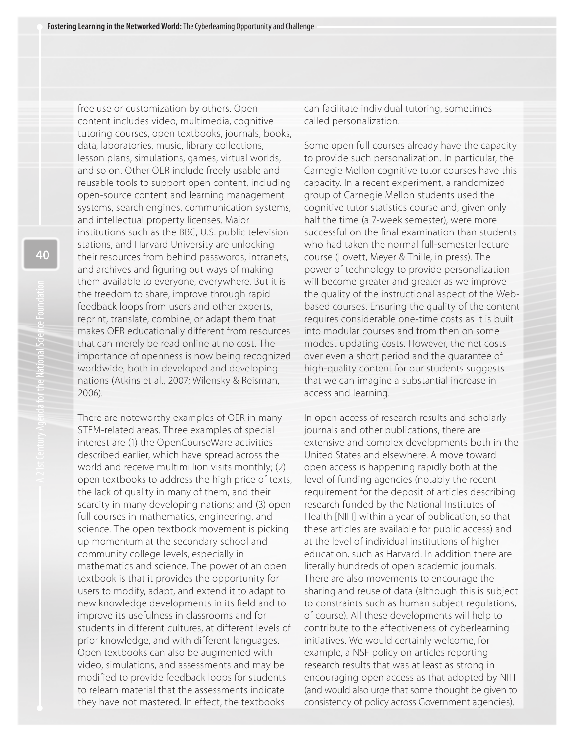free use or customization by others. Open content includes video, multimedia, cognitive tutoring courses, open textbooks, journals, books, data, laboratories, music, library collections, lesson plans, simulations, games, virtual worlds, and so on. Other OER include freely usable and reusable tools to support open content, including open-source content and learning management systems, search engines, communication systems, and intellectual property licenses. Major institutions such as the BBC, U.S. public television stations, and Harvard University are unlocking their resources from behind passwords, intranets, and archives and figuring out ways of making them available to everyone, everywhere. But it is the freedom to share, improve through rapid feedback loops from users and other experts, reprint, translate, combine, or adapt them that makes OER educationally different from resources that can merely be read online at no cost. The importance of openness is now being recognized worldwide, both in developed and developing nations (Atkins et al., 2007; Wilensky & Reisman, 2006).

There are noteworthy examples of OER in many STEM-related areas. Three examples of special interest are (1) the OpenCourseWare activities described earlier, which have spread across the world and receive multimillion visits monthly; (2) open textbooks to address the high price of texts, the lack of quality in many of them, and their scarcity in many developing nations; and (3) open full courses in mathematics, engineering, and science. The open textbook movement is picking up momentum at the secondary school and community college levels, especially in mathematics and science. The power of an open textbook is that it provides the opportunity for users to modify, adapt, and extend it to adapt to new knowledge developments in its field and to improve its usefulness in classrooms and for students in different cultures, at different levels of prior knowledge, and with different languages. Open textbooks can also be augmented with video, simulations, and assessments and may be modified to provide feedback loops for students to relearn material that the assessments indicate they have not mastered. In effect, the textbooks can facilitate individual tutoring, sometimes called personalization.

Some open full courses already have the capacity to provide such personalization. In particular, the Carnegie Mellon cognitive tutor courses have this capacity. In a recent experiment, a randomized group of Carnegie Mellon students used the cognitive tutor statistics course and, given only half the time (a 7-week semester), were more successful on the final examination than students who had taken the normal full-semester lecture course (Lovett, Meyer & Thille, in press). The power of technology to provide personalization will become greater and greater as we improve the quality of the instructional aspect of the Web-based courses. Ensuring the quality of the content requires considerable one-time costs as it is built into modular courses and from then on some modest updating costs. However, the net costs over even a short period and the guarantee of high-quality content for our students suggests that we can imagine a substantial increase in access and learning.

In open access of research results and scholarly journals and other publications, there are extensive and complex developments both in the United States and elsewhere. A move toward open access is happening rapidly both at the level of funding agencies (notably the recent requirement for the deposit of articles describing research funded by the National Institutes of Health [NIH] within a year of publication, so that these articles are available for public access) and at the level of individual institutions of higher education, such as Harvard. In addition there are literally hundreds of open academic journals. There are also movements to encourage the sharing and reuse of data (although this is subject to constraints such as human subject regulations, of course). All these developments will help to contribute to the effectiveness of cyberlearning initiatives. We would certainly welcome, for example, a NSF policy on articles reporting research results that was at least as strong in encouraging open access as that adopted by NIH (and would also urge that some thought be given to consistency of policy across Government agencies).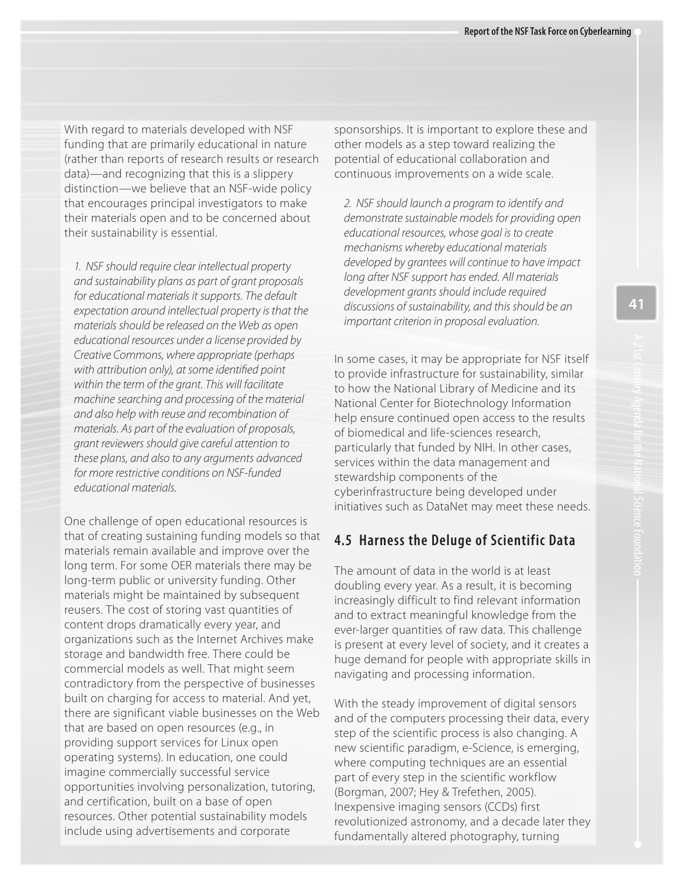With regard to materials developed with NSF funding that are primarily educational in nature (rather than reports of research results or research data)—and recognizing that this is a slippery distinction—we believe that an NSF-wide policy that encourages principal investigators to make their materials open and to be concerned about their sustainability is essential.

> *1. NSF should require clear intellectual property and sustainability plans as part of grant proposals for educational materials it supports. The default expectation around intellectual property is that the materials should be released on the Web as open educational resources under a license provided by Creative Commons, where appropriate (perhaps with attribution only), at some identified point within the term of the grant. This will facilitate machine searching and processing of the material and also help with reuse and recombination of materials. As part of the evaluation of proposals, grant reviewers should give careful attention to these plans, and also to any arguments advanced for more restrictive conditions on NSF-funded educational materials.*

One challenge of open educational resources is that of creating sustaining funding models so that materials remain available and improve over the long term. For some OER materials there may be long-term public or university funding. Other materials might be maintained by subsequent reusers. The cost of storing vast quantities of content drops dramatically every year, and organizations such as the Internet Archives make storage and bandwidth free. There could be commercial models as well. That might seem contradictory from the perspective of businesses built on charging for access to material. And yet, there are significant viable businesses on the Web that are based on open resources (e.g., in providing support services for Linux open operating systems). In education, one could imagine commercially successful service opportunities involving personalization, tutoring, and certification, built on a base of open resources. Other potential sustainability models include using advertisements and corporate sponsorships. It is important to explore these and other models as a step toward realizing the potential of educational collaboration and continuous improvements on a wide scale.

> *2. NSF should launch a program to identify and demonstrate sustainable models for providing open educational resources, whose goal is to create mechanisms whereby educational materials developed by grantees will continue to have impact long after NSF support has ended. All materials development grants should include required discussions of sustainability, and this should be an important criterion in proposal evaluation.*

In some cases, it may be appropriate for NSF itself to provide infrastructure for sustainability, similar to how the National Library of Medicine and its National Center for Biotechnology Information help ensure continued open access to the results of biomedical and life-sciences research, particularly that funded by NIH. In other cases, services within the data management and stewardship components of the cyberinfrastructure being developed under initiatives such as DataNet may meet these needs.

## 4.5 Harness the Deluge of Scientific Data

The amount of data in the world is at least doubling every year. As a result, it is becoming increasingly difficult to find relevant information and to extract meaningful knowledge from the ever-larger quantities of raw data. This challenge is present at every level of society, and it creates a huge demand for people with appropriate skills in navigating and processing information.

With the steady improvement of digital sensors and of the computers processing their data, every step of the scientific process is also changing. A new scientific paradigm, e-Science, is emerging, where computing techniques are an essential part of every step in the scientific workflow (Borgman, 2007; Hey & Trefethen, 2005). Inexpensive imaging sensors (CCDs) first revolutionized astronomy, and a decade later they fundamentally altered photography, turning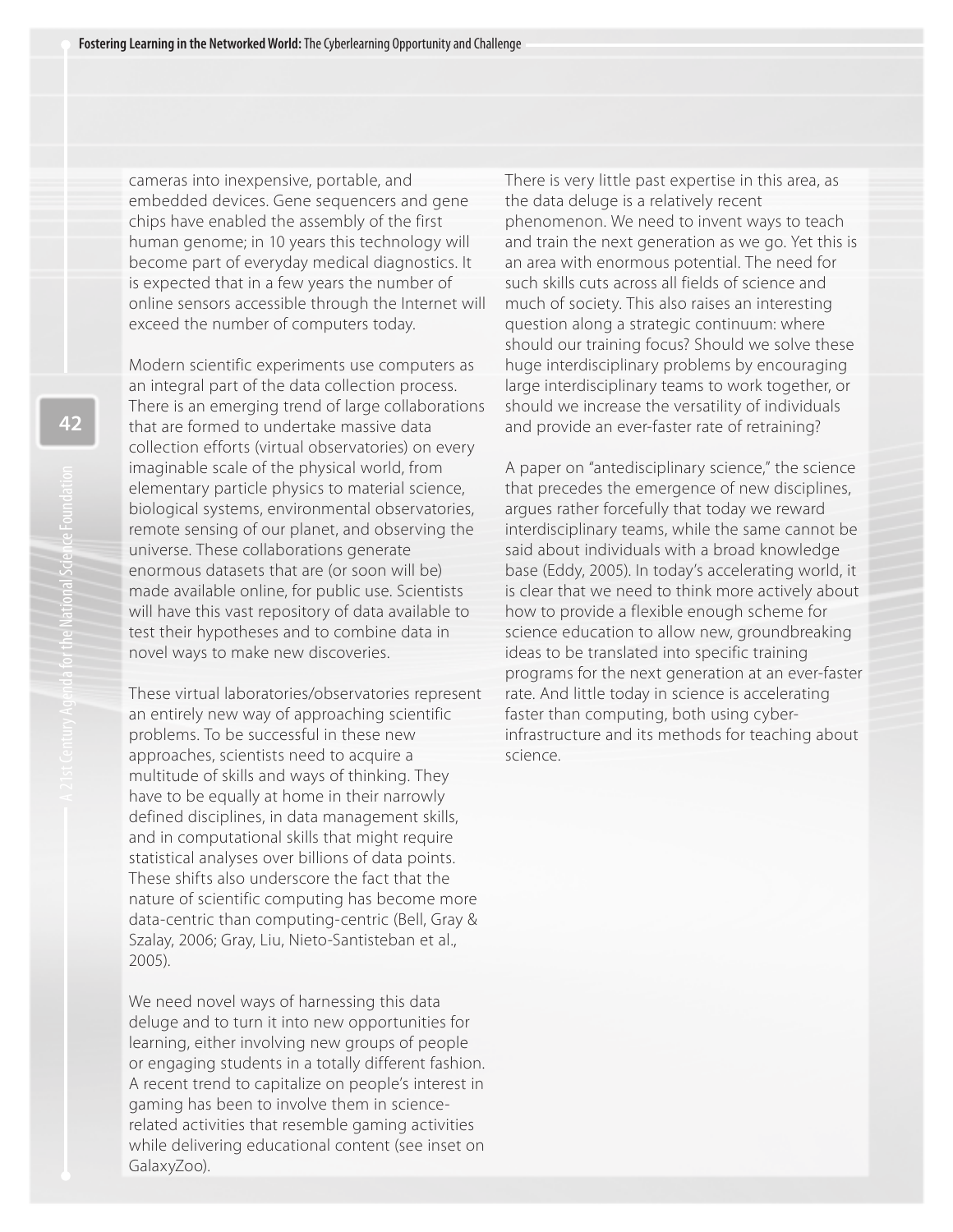cameras into inexpensive, portable, and embedded devices. Gene sequencers and gene chips have enabled the assembly of the first human genome; in 10 years this technology will become part of everyday medical diagnostics. It is expected that in a few years the number of online sensors accessible through the Internet will exceed the number of computers today.

Modern scientific experiments use computers as an integral part of the data collection process. There is an emerging trend of large collaborations that are formed to undertake massive data collection efforts (virtual observatories) on every imaginable scale of the physical world, from elementary particle physics to material science, biological systems, environmental observatories, remote sensing of our planet, and observing the universe. These collaborations generate enormous datasets that are (or soon will be) made available online, for public use. Scientists will have this vast repository of data available to test their hypotheses and to combine data in novel ways to make new discoveries.

These virtual laboratories/observatories represent an entirely new way of approaching scientific problems. To be successful in these new approaches, scientists need to acquire a multitude of skills and ways of thinking. They have to be equally at home in their narrowly defined disciplines, in data management skills, and in computational skills that might require statistical analyses over billions of data points. These shifts also underscore the fact that the nature of scientific computing has become more data-centric than computing-centric (Bell, Gray & Szalay, 2006; Gray, Liu, Nieto-Santisteban et al., 2005).

We need novel ways of harnessing this data deluge and to turn it into new opportunities for learning, either involving new groups of people or engaging students in a totally different fashion. A recent trend to capitalize on people's interest in gaming has been to involve them in science-related activities that resemble gaming activities while delivering educational content (see inset on GalaxyZoo).

There is very little past expertise in this area, as the data deluge is a relatively recent phenomenon. We need to invent ways to teach and train the next generation as we go. Yet this is an area with enormous potential. The need for such skills cuts across all fields of science and much of society. This also raises an interesting question along a strategic continuum: where should our training focus? Should we solve these huge interdisciplinary problems by encouraging large interdisciplinary teams to work together, or should we increase the versatility of individuals and provide an ever-faster rate of retraining?

A paper on "antedisciplinary science," the science that precedes the emergence of new disciplines, argues rather forcefully that today we reward interdisciplinary teams, while the same cannot be said about individuals with a broad knowledge base (Eddy, 2005). In today's accelerating world, it is clear that we need to think more actively about how to provide a flexible enough scheme for science education to allow new, groundbreaking ideas to be translated into specific training programs for the next generation at an ever-faster rate. And little today in science is accelerating faster than computing, both using cyber-infrastructure and its methods for teaching about science.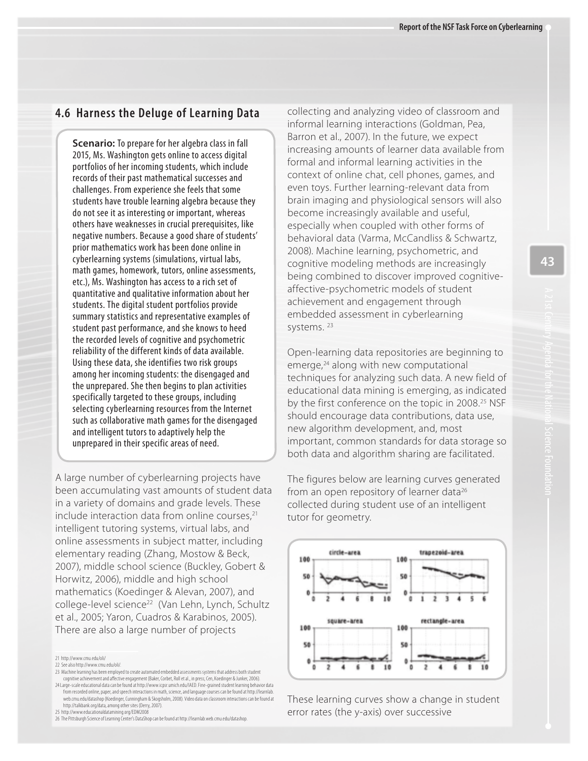## 4.6 Harness the Deluge of Learning Data

**Scenario:** To prepare for her algebra class in fall 2015, Ms. Washington gets online to access digital portfolios of her incoming students, which include records of their past mathematical successes and challenges. From experience she feels that some students have trouble learning algebra because they do not see it as interesting or important, whereas others have weaknesses in crucial prerequisites, like negative numbers. Because a good share of students' prior mathematics work has been done online in cyberlearning systems (simulations, virtual labs, math games, homework, tutors, online assessments, etc.), Ms. Washington has access to a rich set of quantitative and qualitative information about her students. The digital student portfolios provide summary statistics and representative examples of student past performance, and she knows to heed the recorded levels of cognitive and psychometric reliability of the different kinds of data available. Using these data, she identifies two risk groups among her incoming students: the disengaged and the unprepared. She then begins to plan activities specifically targeted to these groups, including selecting cyberlearning resources from the Internet such as collaborative math games for the disengaged and intelligent tutors to adaptively help the unprepared in their specific areas of need.

A large number of cyberlearning projects have been accumulating vast amounts of student data in a variety of domains and grade levels. These include interaction data from online courses,[21] intelligent tutoring systems, virtual labs, and online assessments in subject matter, including elementary reading (Zhang, Mostow & Beck, 2007), middle school science (Buckley, Gobert & Horwitz, 2006), middle and high school mathematics (Koedinger & Alevan, 2007), and college-level science[22] (Van Lehn, Lynch, Schultz et al., 2005; Yaron, Cuadros & Karabinos, 2005). There are also a large number of projects collecting and analyzing video of classroom and informal learning interactions (Goldman, Pea, Barron et al., 2007). In the future, we expect increasing amounts of learner data available from formal and informal learning activities in the context of online chat, cell phones, games, and even toys. Further learning-relevant data from brain imaging and physiological sensors will also become increasingly available and useful, especially when coupled with other forms of behavioral data (Varma, McCandliss & Schwartz, 2008). Machine learning, psychometric, and cognitive modeling methods are increasingly being combined to discover improved cognitive-affective-psychometric models of student achievement and engagement through embedded assessment in cyberlearning systems.[23]

Open-learning data repositories are beginning to emerge,[24] along with new computational techniques for analyzing such data. A new field of educational data mining is emerging, as indicated by the first conference on the topic in 2008.[25] NSF should encourage data contributions, data use, new algorithm development, and, most important, common standards for data storage so both data and algorithm sharing are facilitated.

The figures below are learning curves generated from an open repository of learner data[26] collected during student use of an intelligent tutor for geometry.

These learning curves show a change in student error rates (the y-axis) over successive

---

21 http://www.cmu.edu/oli/

22 See also http://www.cmu.edu/oli/.

23 Machine learning has been employed to create automated embedded assessments systems that address both student cognitive achievement and affective engagement (Baker, Corbet, Roll et al., in press; Cen, Koedinger & Junker, 2006).

24 Large-scale educational data can be found at http://www.icpsr.umich.edu/IAED. Fine-grained student learning behavior data from recorded online, paper, and speech interactions in math, science, and language courses can be found at http://learnlab.web.cmu.edu/datashop (Koedinger, Cunningham & Skogsholm, 2008). Video data on classroom interactions can be found at http://talkbank.org/data, among other sites (Derry, 2007).

25 http://www.educationaldatamining.org/EDM2008

26 The Pittsburgh Science of Learning Center's DataShop can be found at http://learnlab.web.cmu.edu/datashop.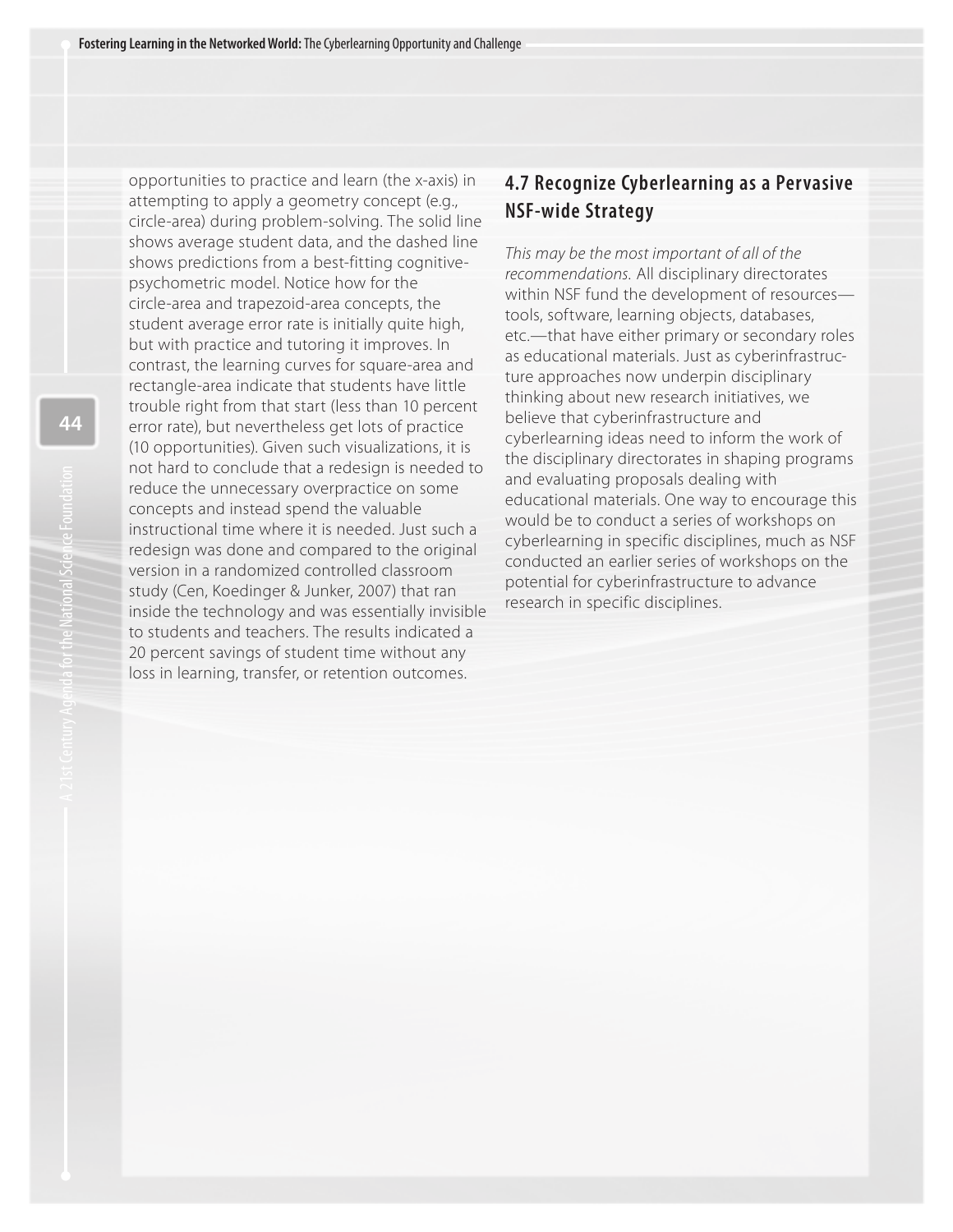opportunities to practice and learn (the x-axis) in attempting to apply a geometry concept (e.g., circle-area) during problem-solving. The solid line shows average student data, and the dashed line shows predictions from a best-fitting cognitive-psychometric model. Notice how for the circle-area and trapezoid-area concepts, the student average error rate is initially quite high, but with practice and tutoring it improves. In contrast, the learning curves for square-area and rectangle-area indicate that students have little trouble right from that start (less than 10 percent error rate), but nevertheless get lots of practice (10 opportunities). Given such visualizations, it is not hard to conclude that a redesign is needed to reduce the unnecessary overpractice on some concepts and instead spend the valuable instructional time where it is needed. Just such a redesign was done and compared to the original version in a randomized controlled classroom study (Cen, Koedinger & Junker, 2007) that ran inside the technology and was essentially invisible to students and teachers. The results indicated a 20 percent savings of student time without any loss in learning, transfer, or retention outcomes.

## 4.7 Recognize Cyberlearning as a Pervasive NSF-wide Strategy

*This may be the most important of all of the recommendations.* All disciplinary directorates within NSF fund the development of resources—tools, software, learning objects, databases, etc.—that have either primary or secondary roles as educational materials. Just as cyberinfrastructure approaches now underpin disciplinary thinking about new research initiatives, we believe that cyberinfrastructure and cyberlearning ideas need to inform the work of the disciplinary directorates in shaping programs and evaluating proposals dealing with educational materials. One way to encourage this would be to conduct a series of workshops on cyberlearning in specific disciplines, much as NSF conducted an earlier series of workshops on the potential for cyberinfrastructure to advance research in specific disciplines.